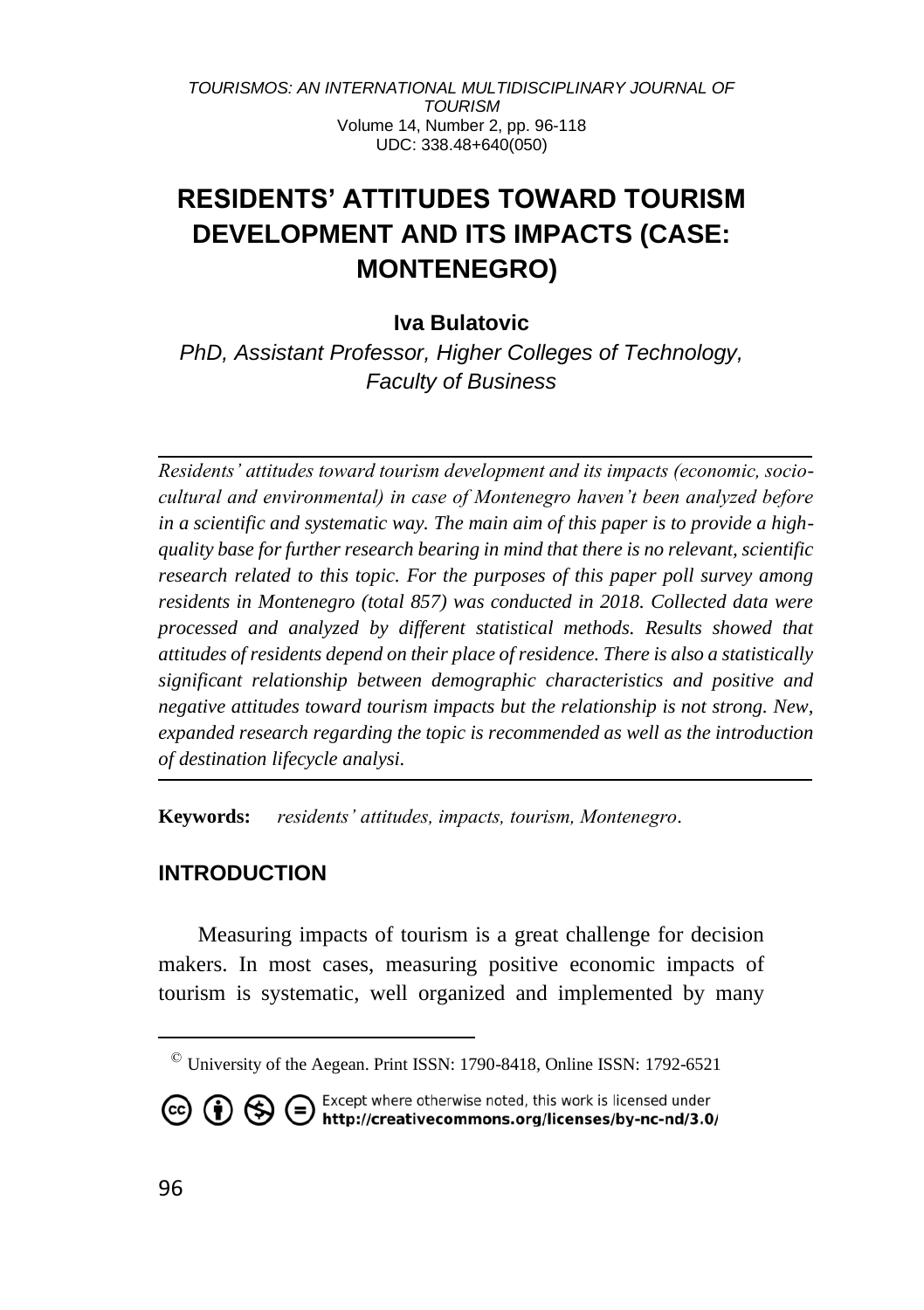# RESIDENTS' ATTITUDES TOWARD TOURISM DEVELOPMENT AND ITS IMPACTS (CASE: MONTENEGRO)

**Iva Bulatovic**

*PhD, Assistant Professor, Higher Colleges of Technology, Faculty of Business*

*Residents' attitudes toward tourism development and its impacts (economic, socio-cultural and environmental) in case of Montenegro haven't been analyzed before in a scientific and systematic way. The main aim of this paper is to provide a high-quality base for further research bearing in mind that there is no relevant, scientific research related to this topic. For the purposes of this paper poll survey among residents in Montenegro (total 857) was conducted in 2018. Collected data were processed and analyzed by different statistical methods. Results showed that attitudes of residents depend on their place of residence. There is also a statistically significant relationship between demographic characteristics and positive and negative attitudes toward tourism impacts but the relationship is not strong. New, expanded research regarding the topic is recommended as well as the introduction of destination lifecycle analysi.*

**Keywords:** *residents' attitudes, impacts, tourism, Montenegro*.

## INTRODUCTION

Measuring impacts of tourism is a great challenge for decision makers. In most cases, measuring positive economic impacts of tourism is systematic, well organized and implemented by many

© University of the Aegean. Print ISSN: 1790-8418, Online ISSN: 1792-6521

Except where otherwise noted, this work is licensed under **http://creativecommons.org/licenses/by-nc-nd/3.0/**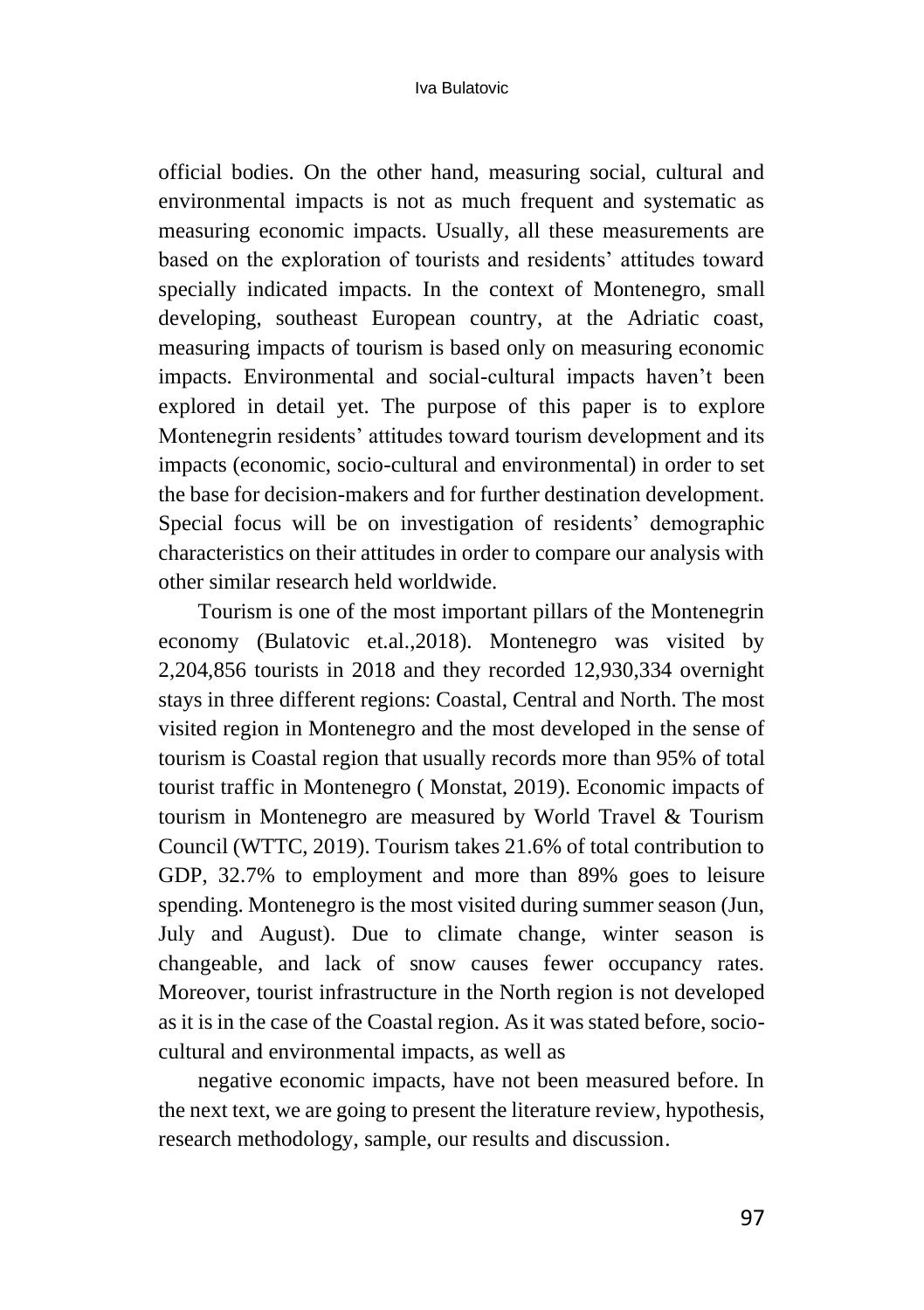official bodies. On the other hand, measuring social, cultural and environmental impacts is not as much frequent and systematic as measuring economic impacts. Usually, all these measurements are based on the exploration of tourists and residents' attitudes toward specially indicated impacts. In the context of Montenegro, small developing, southeast European country, at the Adriatic coast, measuring impacts of tourism is based only on measuring economic impacts. Environmental and social-cultural impacts haven't been explored in detail yet. The purpose of this paper is to explore Montenegrin residents' attitudes toward tourism development and its impacts (economic, socio-cultural and environmental) in order to set the base for decision-makers and for further destination development. Special focus will be on investigation of residents' demographic characteristics on their attitudes in order to compare our analysis with other similar research held worldwide.

Tourism is one of the most important pillars of the Montenegrin economy (Bulatovic et.al.,2018). Montenegro was visited by 2,204,856 tourists in 2018 and they recorded 12,930,334 overnight stays in three different regions: Coastal, Central and North. The most visited region in Montenegro and the most developed in the sense of tourism is Coastal region that usually records more than 95% of total tourist traffic in Montenegro ( Monstat, 2019). Economic impacts of tourism in Montenegro are measured by World Travel & Tourism Council (WTTC, 2019). Tourism takes 21.6% of total contribution to GDP, 32.7% to employment and more than 89% goes to leisure spending. Montenegro is the most visited during summer season (Jun, July and August). Due to climate change, winter season is changeable, and lack of snow causes fewer occupancy rates. Moreover, tourist infrastructure in the North region is not developed as it is in the case of the Coastal region. As it was stated before, socio-cultural and environmental impacts, as well as

negative economic impacts, have not been measured before. In the next text, we are going to present the literature review, hypothesis, research methodology, sample, our results and discussion.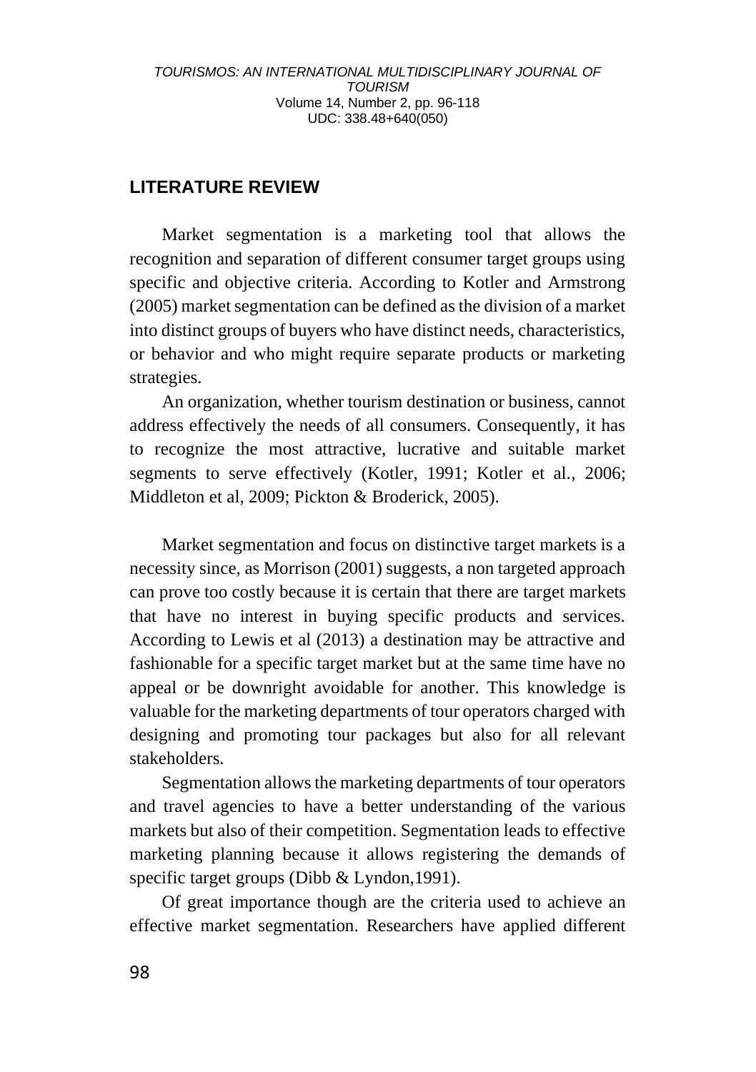## LITERATURE REVIEW

Market segmentation is a marketing tool that allows the recognition and separation of different consumer target groups using specific and objective criteria. According to Kotler and Armstrong (2005) market segmentation can be defined as the division of a market into distinct groups of buyers who have distinct needs, characteristics, or behavior and who might require separate products or marketing strategies.

An organization, whether tourism destination or business, cannot address effectively the needs of all consumers. Consequently, it has to recognize the most attractive, lucrative and suitable market segments to serve effectively (Kotler, 1991; Kotler et al., 2006; Middleton et al, 2009; Pickton & Broderick, 2005).

Market segmentation and focus on distinctive target markets is a necessity since, as Morrison (2001) suggests, a non targeted approach can prove too costly because it is certain that there are target markets that have no interest in buying specific products and services. According to Lewis et al (2013) a destination may be attractive and fashionable for a specific target market but at the same time have no appeal or be downright avoidable for another. This knowledge is valuable for the marketing departments of tour operators charged with designing and promoting tour packages but also for all relevant stakeholders.

Segmentation allows the marketing departments of tour operators and travel agencies to have a better understanding of the various markets but also of their competition. Segmentation leads to effective marketing planning because it allows registering the demands of specific target groups (Dibb & Lyndon,1991).

Of great importance though are the criteria used to achieve an effective market segmentation. Researchers have applied different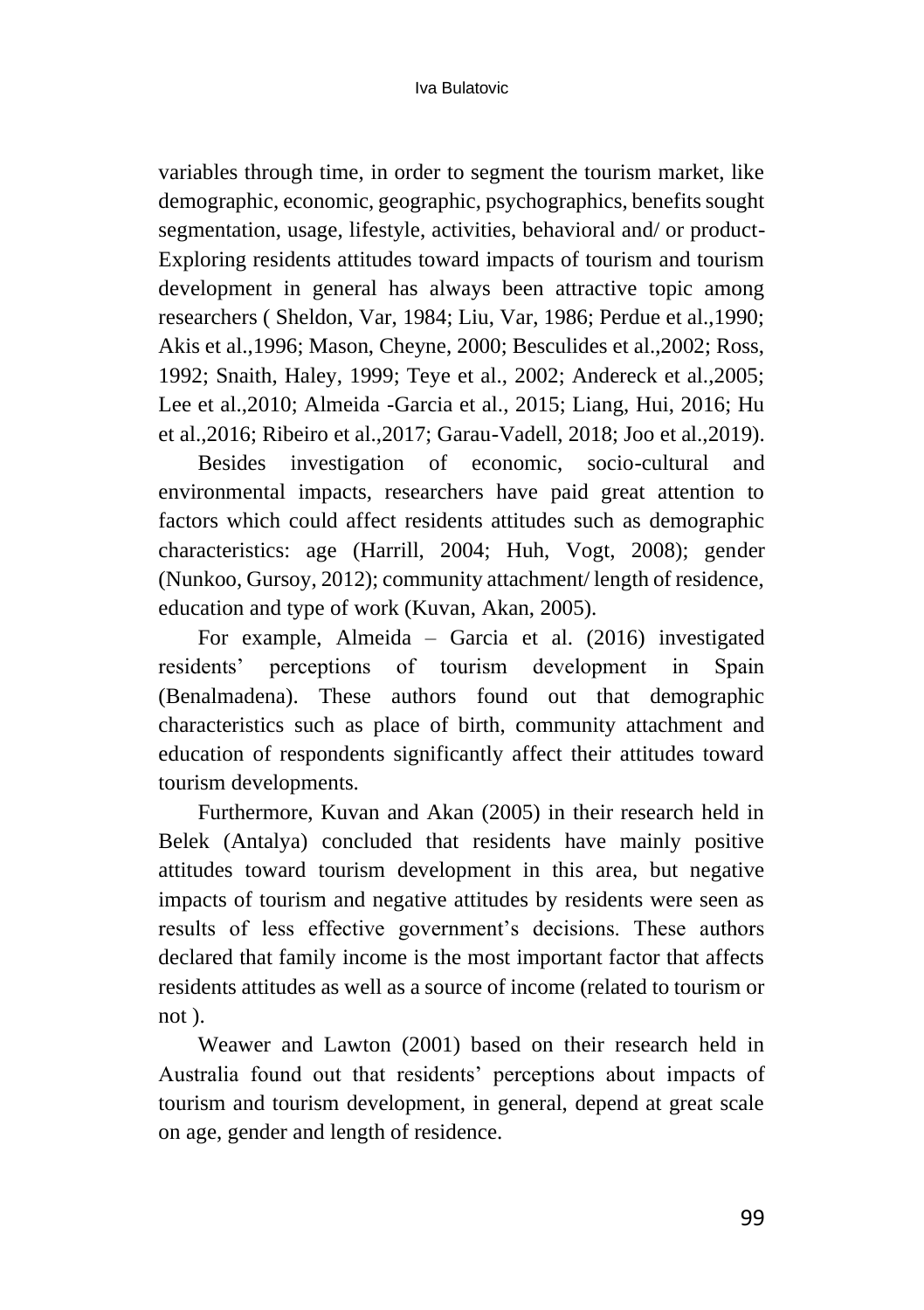variables through time, in order to segment the tourism market, like demographic, economic, geographic, psychographics, benefits sought segmentation, usage, lifestyle, activities, behavioral and/ or product-Exploring residents attitudes toward impacts of tourism and tourism development in general has always been attractive topic among researchers ( Sheldon, Var, 1984; Liu, Var, 1986; Perdue et al.,1990; Akis et al.,1996; Mason, Cheyne, 2000; Besculides et al.,2002; Ross, 1992; Snaith, Haley, 1999; Teye et al., 2002; Andereck et al.,2005; Lee et al.,2010; Almeida -Garcia et al., 2015; Liang, Hui, 2016; Hu et al.,2016; Ribeiro et al.,2017; Garau-Vadell, 2018; Joo et al.,2019).

Besides investigation of economic, socio-cultural and environmental impacts, researchers have paid great attention to factors which could affect residents attitudes such as demographic characteristics: age (Harrill, 2004; Huh, Vogt, 2008); gender (Nunkoo, Gursoy, 2012); community attachment/ length of residence, education and type of work (Kuvan, Akan, 2005).

For example, Almeida – Garcia et al. (2016) investigated residents' perceptions of tourism development in Spain (Benalmadena). These authors found out that demographic characteristics such as place of birth, community attachment and education of respondents significantly affect their attitudes toward tourism developments.

Furthermore, Kuvan and Akan (2005) in their research held in Belek (Antalya) concluded that residents have mainly positive attitudes toward tourism development in this area, but negative impacts of tourism and negative attitudes by residents were seen as results of less effective government's decisions. These authors declared that family income is the most important factor that affects residents attitudes as well as a source of income (related to tourism or not ).

Weawer and Lawton (2001) based on their research held in Australia found out that residents' perceptions about impacts of tourism and tourism development, in general, depend at great scale on age, gender and length of residence.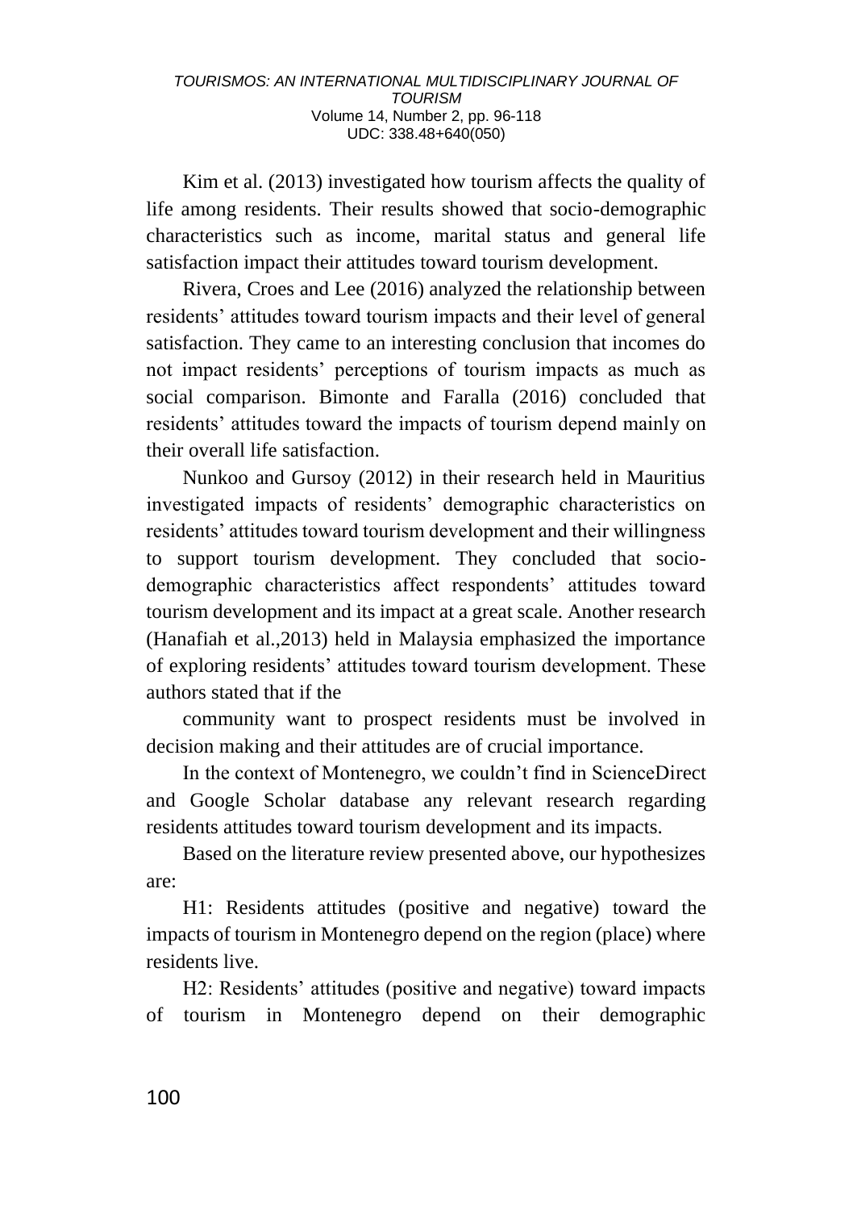Kim et al. (2013) investigated how tourism affects the quality of life among residents. Their results showed that socio-demographic characteristics such as income, marital status and general life satisfaction impact their attitudes toward tourism development.

Rivera, Croes and Lee (2016) analyzed the relationship between residents' attitudes toward tourism impacts and their level of general satisfaction. They came to an interesting conclusion that incomes do not impact residents' perceptions of tourism impacts as much as social comparison. Bimonte and Faralla (2016) concluded that residents' attitudes toward the impacts of tourism depend mainly on their overall life satisfaction.

Nunkoo and Gursoy (2012) in their research held in Mauritius investigated impacts of residents' demographic characteristics on residents' attitudes toward tourism development and their willingness to support tourism development. They concluded that socio-demographic characteristics affect respondents' attitudes toward tourism development and its impact at a great scale. Another research (Hanafiah et al.,2013) held in Malaysia emphasized the importance of exploring residents' attitudes toward tourism development. These authors stated that if the

community want to prospect residents must be involved in decision making and their attitudes are of crucial importance.

In the context of Montenegro, we couldn't find in ScienceDirect and Google Scholar database any relevant research regarding residents attitudes toward tourism development and its impacts.

Based on the literature review presented above, our hypothesizes are:

H1: Residents attitudes (positive and negative) toward the impacts of tourism in Montenegro depend on the region (place) where residents live.

H2: Residents' attitudes (positive and negative) toward impacts of tourism in Montenegro depend on their demographic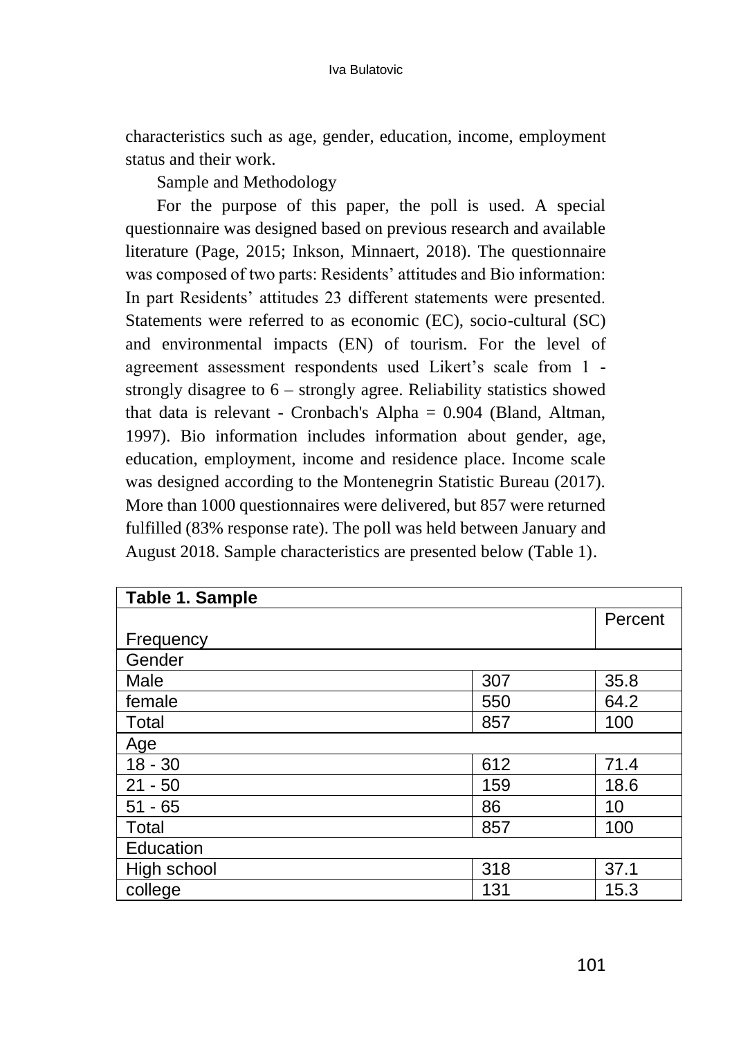characteristics such as age, gender, education, income, employment status and their work.

Sample and Methodology

For the purpose of this paper, the poll is used. A special questionnaire was designed based on previous research and available literature (Page, 2015; Inkson, Minnaert, 2018). The questionnaire was composed of two parts: Residents' attitudes and Bio information: In part Residents' attitudes 23 different statements were presented. Statements were referred to as economic (EC), socio-cultural (SC) and environmental impacts (EN) of tourism. For the level of agreement assessment respondents used Likert's scale from 1 - strongly disagree to 6 – strongly agree. Reliability statistics showed that data is relevant - Cronbach's Alpha = 0.904 (Bland, Altman, 1997). Bio information includes information about gender, age, education, employment, income and residence place. Income scale was designed according to the Montenegrin Statistic Bureau (2017). More than 1000 questionnaires were delivered, but 857 were returned fulfilled (83% response rate). The poll was held between January and August 2018. Sample characteristics are presented below (Table 1).

**Table 1. Sample**

| | Frequency | Percent |
|---|---|---|
| Gender | | |
| Male | 307 | 35.8 |
| female | 550 | 64.2 |
| Total | 857 | 100 |
| Age | | |
| 18 - 30 | 612 | 71.4 |
| 21 - 50 | 159 | 18.6 |
| 51 - 65 | 86 | 10 |
| Total | 857 | 100 |
| Education | | |
| High school | 318 | 37.1 |
| college | 131 | 15.3 |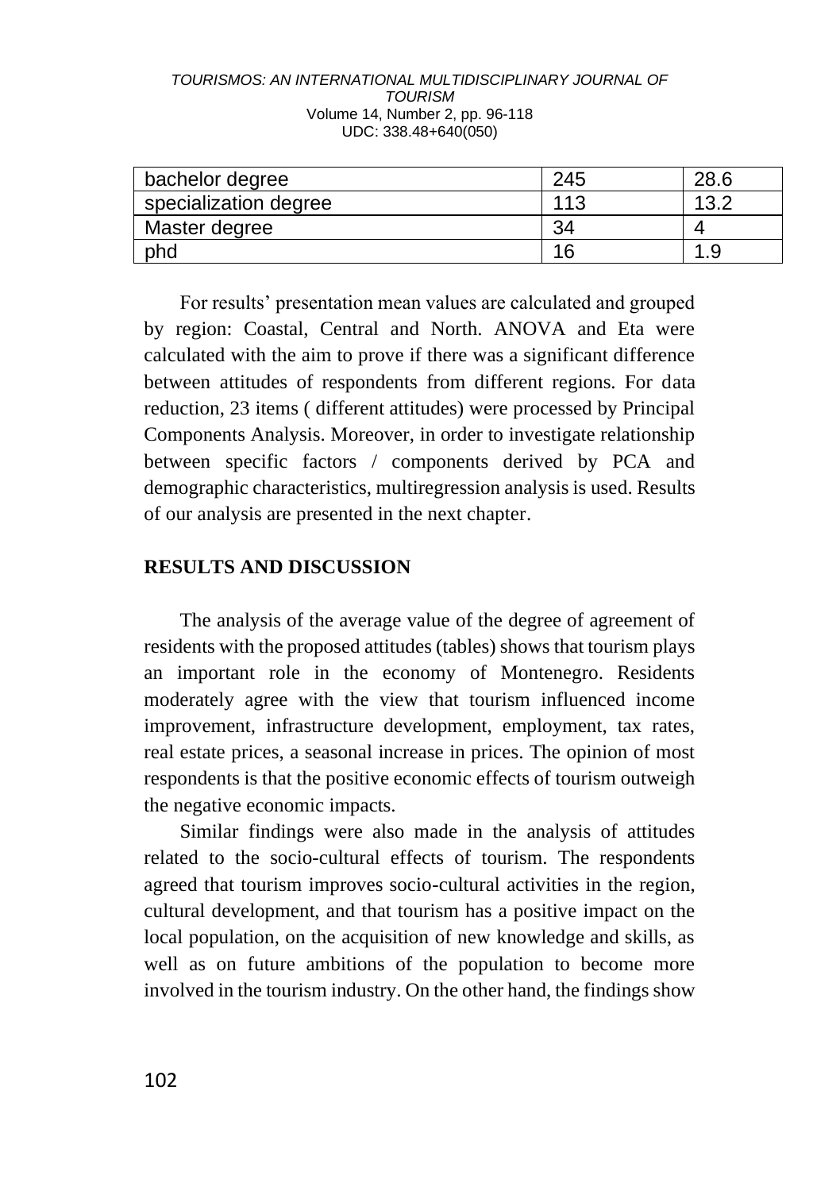| bachelor degree | 245 | 28.6 |
|---|---|---|
| specialization degree | 113 | 13.2 |
| Master degree | 34 | 4 |
| phd | 16 | 1.9 |

For results' presentation mean values are calculated and grouped by region: Coastal, Central and North. ANOVA and Eta were calculated with the aim to prove if there was a significant difference between attitudes of respondents from different regions. For data reduction, 23 items ( different attitudes) were processed by Principal Components Analysis. Moreover, in order to investigate relationship between specific factors / components derived by PCA and demographic characteristics, multiregression analysis is used. Results of our analysis are presented in the next chapter.

## RESULTS AND DISCUSSION

The analysis of the average value of the degree of agreement of residents with the proposed attitudes (tables) shows that tourism plays an important role in the economy of Montenegro. Residents moderately agree with the view that tourism influenced income improvement, infrastructure development, employment, tax rates, real estate prices, a seasonal increase in prices. The opinion of most respondents is that the positive economic effects of tourism outweigh the negative economic impacts.

Similar findings were also made in the analysis of attitudes related to the socio-cultural effects of tourism. The respondents agreed that tourism improves socio-cultural activities in the region, cultural development, and that tourism has a positive impact on the local population, on the acquisition of new knowledge and skills, as well as on future ambitions of the population to become more involved in the tourism industry. On the other hand, the findings show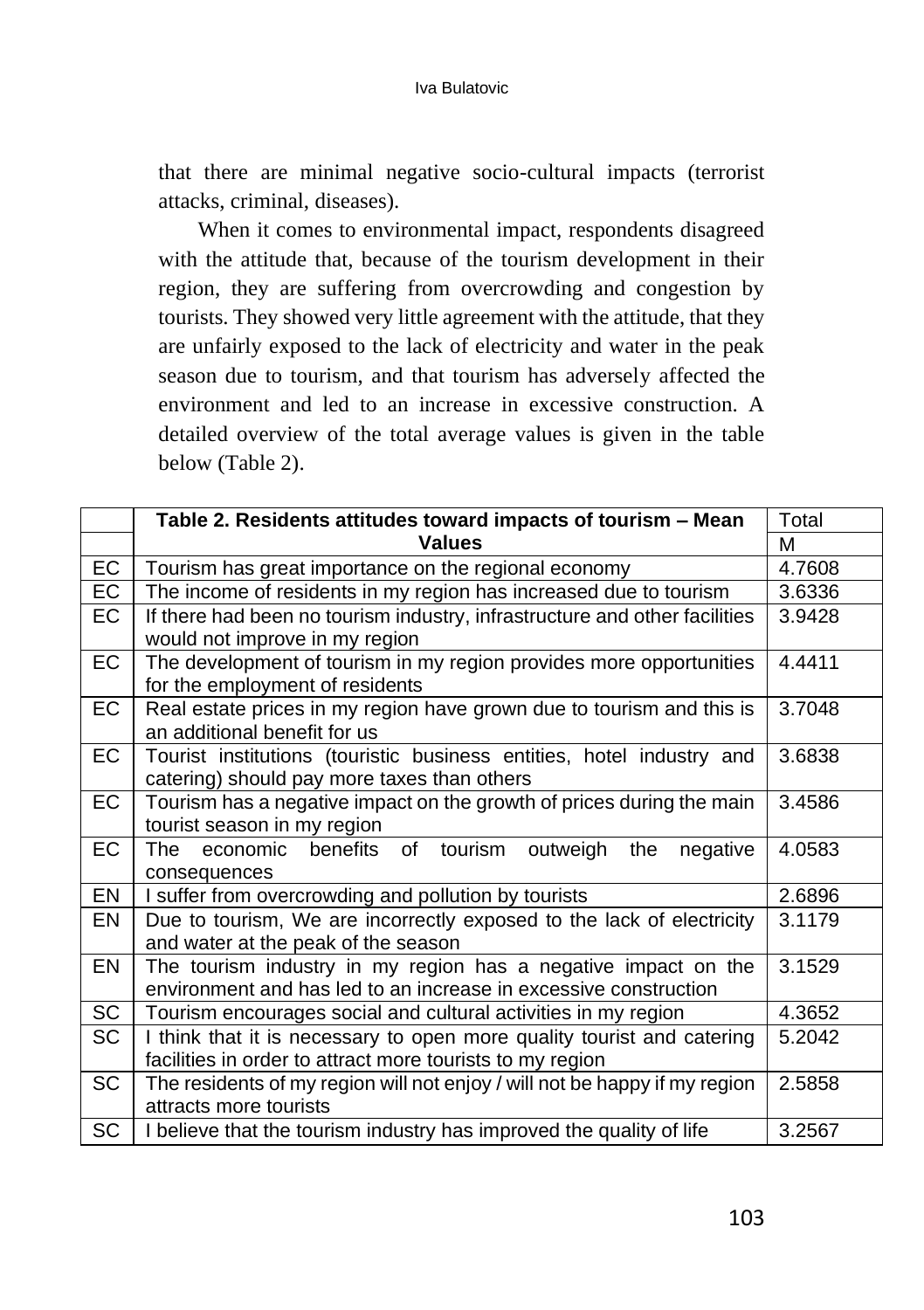that there are minimal negative socio-cultural impacts (terrorist attacks, criminal, diseases).

When it comes to environmental impact, respondents disagreed with the attitude that, because of the tourism development in their region, they are suffering from overcrowding and congestion by tourists. They showed very little agreement with the attitude, that they are unfairly exposed to the lack of electricity and water in the peak season due to tourism, and that tourism has adversely affected the environment and led to an increase in excessive construction. A detailed overview of the total average values is given in the table below (Table 2).

| | **Table 2. Residents attitudes toward impacts of tourism – Mean Values** | Total |
|---|---|---|
| | | M |
| EC | Tourism has great importance on the regional economy | 4.7608 |
| EC | The income of residents in my region has increased due to tourism | 3.6336 |
| EC | If there had been no tourism industry, infrastructure and other facilities would not improve in my region | 3.9428 |
| EC | The development of tourism in my region provides more opportunities for the employment of residents | 4.4411 |
| EC | Real estate prices in my region have grown due to tourism and this is an additional benefit for us | 3.7048 |
| EC | Tourist institutions (touristic business entities, hotel industry and catering) should pay more taxes than others | 3.6838 |
| EC | Tourism has a negative impact on the growth of prices during the main tourist season in my region | 3.4586 |
| EC | The economic benefits of tourism outweigh the negative consequences | 4.0583 |
| EN | I suffer from overcrowding and pollution by tourists | 2.6896 |
| EN | Due to tourism, We are incorrectly exposed to the lack of electricity and water at the peak of the season | 3.1179 |
| EN | The tourism industry in my region has a negative impact on the environment and has led to an increase in excessive construction | 3.1529 |
| SC | Tourism encourages social and cultural activities in my region | 4.3652 |
| SC | I think that it is necessary to open more quality tourist and catering facilities in order to attract more tourists to my region | 5.2042 |
| SC | The residents of my region will not enjoy / will not be happy if my region attracts more tourists | 2.5858 |
| SC | I believe that the tourism industry has improved the quality of life | 3.2567 |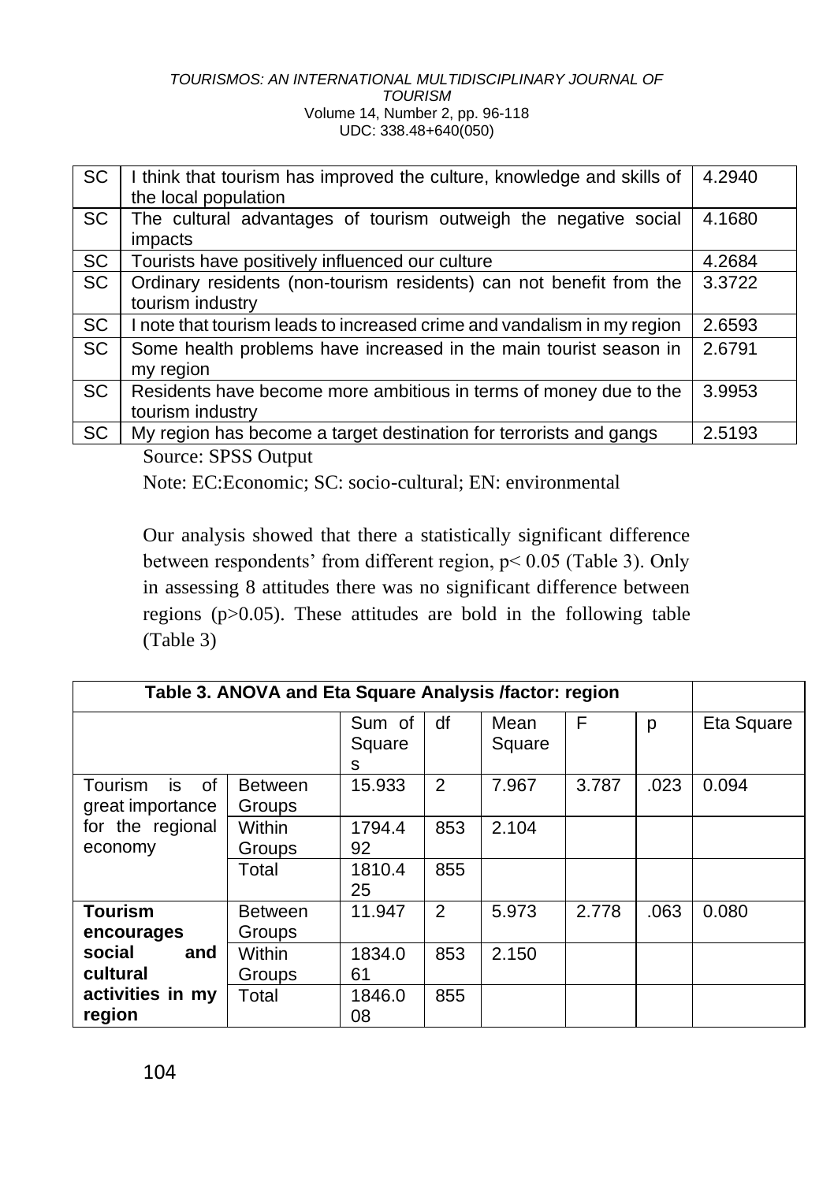| SC | I think that tourism has improved the culture, knowledge and skills of the local population | 4.2940 |
|---|---|---|
| SC | The cultural advantages of tourism outweigh the negative social impacts | 4.1680 |
| SC | Tourists have positively influenced our culture | 4.2684 |
| SC | Ordinary residents (non-tourism residents) can not benefit from the tourism industry | 3.3722 |
| SC | I note that tourism leads to increased crime and vandalism in my region | 2.6593 |
| SC | Some health problems have increased in the main tourist season in my region | 2.6791 |
| SC | Residents have become more ambitious in terms of money due to the tourism industry | 3.9953 |
| SC | My region has become a target destination for terrorists and gangs | 2.5193 |

Source: SPSS Output

Note: EC:Economic; SC: socio-cultural; EN: environmental

Our analysis showed that there a statistically significant difference between respondents' from different region, $p< 0.05$ (Table 3). Only in assessing 8 attitudes there was no significant difference between regions ($p>0.05$). These attitudes are bold in the following table (Table 3)

**Table 3. ANOVA and Eta Square Analysis /factor: region**

| | | Sum of Squares | df | Mean Square | F | p | Eta Square |
|---|---|---|---|---|---|---|---|
| Tourism is of great importance for the regional economy | Between Groups | 15.933 | 2 | 7.967 | 3.787 | .023 | 0.094 |
| | Within Groups | 1794.492 | 853 | 2.104 | | | |
| | Total | 1810.425 | 855 | | | | |
| **Tourism encourages social and cultural activities in my region** | Between Groups | 11.947 | 2 | 5.973 | 2.778 | .063 | 0.080 |
| | Within Groups | 1834.061 | 853 | 2.150 | | | |
| | Total | 1846.008 | 855 | | | | |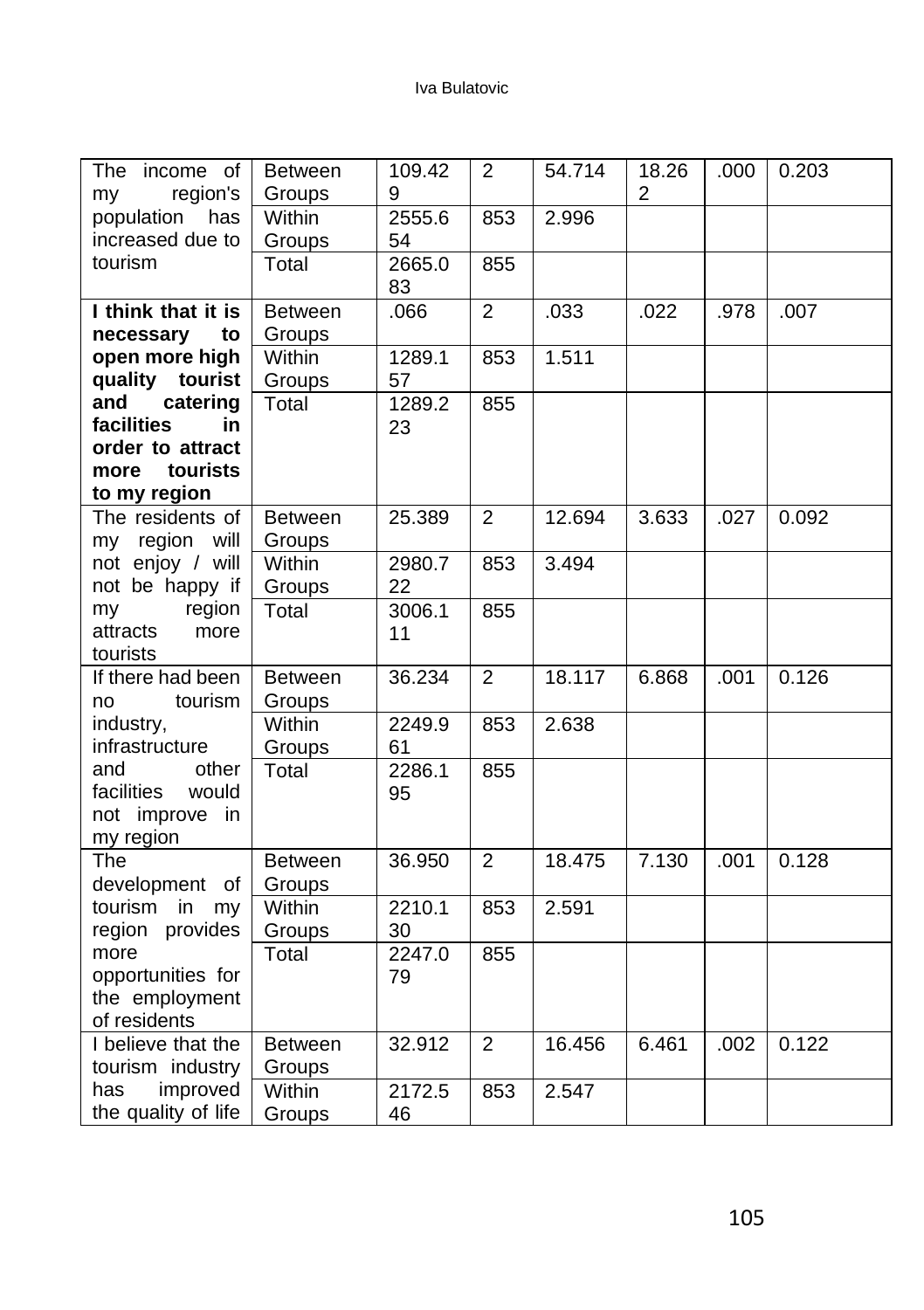| | | | | | | | |
|---|---|---|---|---|---|---|---|
| The income of my region's population has increased due to tourism | Between Groups | 109.429 | 2 | 54.714 | 18.262 | .000 | 0.203 |
| | Within Groups | 2555.654 | 853 | 2.996 | | | |
| | Total | 2665.083 | 855 | | | | |
| **I think that it is necessary to open more high quality tourist and catering facilities in order to attract more tourists to my region** | Between Groups | .066 | 2 | .033 | .022 | .978 | .007 |
| | Within Groups | 1289.157 | 853 | 1.511 | | | |
| | Total | 1289.223 | 855 | | | | |
| The residents of my region will not enjoy / will not be happy if my region attracts more tourists | Between Groups | 25.389 | 2 | 12.694 | 3.633 | .027 | 0.092 |
| | Within Groups | 2980.722 | 853 | 3.494 | | | |
| | Total | 3006.111 | 855 | | | | |
| If there had been no tourism industry, infrastructure and other facilities would not improve in my region | Between Groups | 36.234 | 2 | 18.117 | 6.868 | .001 | 0.126 |
| | Within Groups | 2249.961 | 853 | 2.638 | | | |
| | Total | 2286.195 | 855 | | | | |
| The development of tourism in my region provides more opportunities for the employment of residents | Between Groups | 36.950 | 2 | 18.475 | 7.130 | .001 | 0.128 |
| | Within Groups | 2210.130 | 853 | 2.591 | | | |
| | Total | 2247.079 | 855 | | | | |
| I believe that the tourism industry has improved the quality of life | Between Groups | 32.912 | 2 | 16.456 | 6.461 | .002 | 0.122 |
| | Within Groups | 2172.546 | 853 | 2.547 | | | |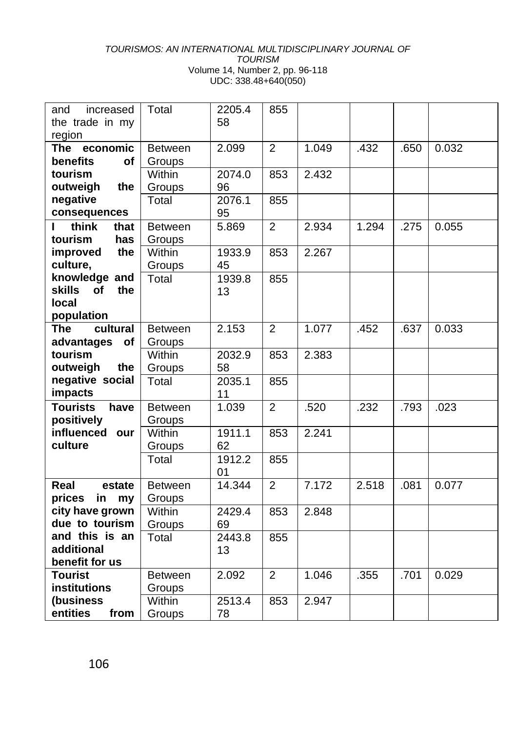| and increased the trade in my region | Total | 2205.458 | 855 | | | | |
|---|---|---|---|---|---|---|---|
| **The economic benefits of tourism outweigh the negative consequences** | Between Groups | 2.099 | 2 | 1.049 | .432 | .650 | 0.032 |
| | Within Groups | 2074.096 | 853 | 2.432 | | | |
| | Total | 2076.195 | 855 | | | | |
| **I think that tourism has improved the culture, knowledge and skills of the local population** | Between Groups | 5.869 | 2 | 2.934 | 1.294 | .275 | 0.055 |
| | Within Groups | 1933.945 | 853 | 2.267 | | | |
| | Total | 1939.813 | 855 | | | | |
| **The cultural advantages of tourism outweigh the negative social impacts** | Between Groups | 2.153 | 2 | 1.077 | .452 | .637 | 0.033 |
| | Within Groups | 2032.958 | 853 | 2.383 | | | |
| | Total | 2035.111 | 855 | | | | |
| **Tourists have positively influenced our culture** | Between Groups | 1.039 | 2 | .520 | .232 | .793 | .023 |
| | Within Groups | 1911.162 | 853 | 2.241 | | | |
| | Total | 1912.201 | 855 | | | | |
| **Real estate prices in my city have grown due to tourism and this is an additional benefit for us** | Between Groups | 14.344 | 2 | 7.172 | 2.518 | .081 | 0.077 |
| | Within Groups | 2429.469 | 853 | 2.848 | | | |
| | Total | 2443.813 | 855 | | | | |
| **Tourist institutions (business entities from** | Between Groups | 2.092 | 2 | 1.046 | .355 | .701 | 0.029 |
| | Within Groups | 2513.478 | 853 | 2.947 | | | |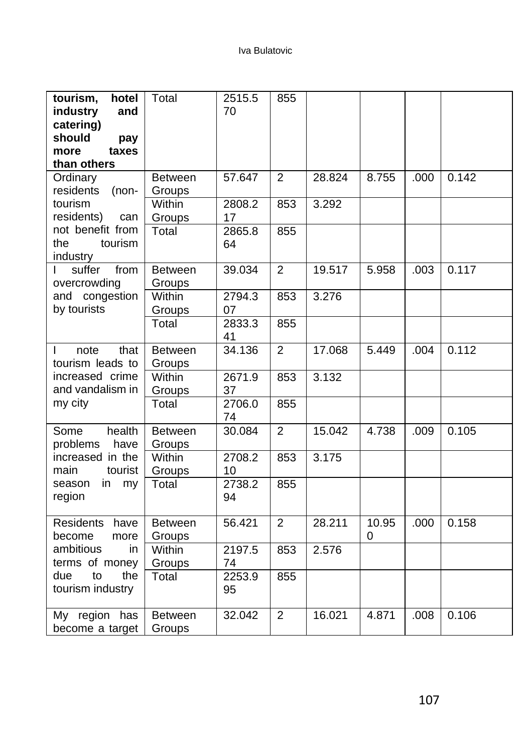| | | | | | | | |
|---|---|---|---|---|---|---|---|
| **tourism, hotel industry and catering) should pay more taxes than others** | Total | 2515.570 | 855 | | | | |
| Ordinary residents (non-tourism residents) can not benefit from the tourism industry | Between Groups | 57.647 | 2 | 28.824 | 8.755 | .000 | 0.142 |
| | Within Groups | 2808.217 | 853 | 3.292 | | | |
| | Total | 2865.864 | 855 | | | | |
| I suffer from overcrowding and congestion by tourists | Between Groups | 39.034 | 2 | 19.517 | 5.958 | .003 | 0.117 |
| | Within Groups | 2794.307 | 853 | 3.276 | | | |
| | Total | 2833.341 | 855 | | | | |
| I note that tourism leads to increased crime and vandalism in my city | Between Groups | 34.136 | 2 | 17.068 | 5.449 | .004 | 0.112 |
| | Within Groups | 2671.937 | 853 | 3.132 | | | |
| | Total | 2706.074 | 855 | | | | |
| Some health problems have increased in the main tourist season in my region | Between Groups | 30.084 | 2 | 15.042 | 4.738 | .009 | 0.105 |
| | Within Groups | 2708.210 | 853 | 3.175 | | | |
| | Total | 2738.294 | 855 | | | | |
| Residents have become more ambitious in terms of money due to the tourism industry | Between Groups | 56.421 | 2 | 28.211 | 10.950 | .000 | 0.158 |
| | Within Groups | 2197.574 | 853 | 2.576 | | | |
| | Total | 2253.995 | 855 | | | | |
| My region has become a target | Between Groups | 32.042 | 2 | 16.021 | 4.871 | .008 | 0.106 |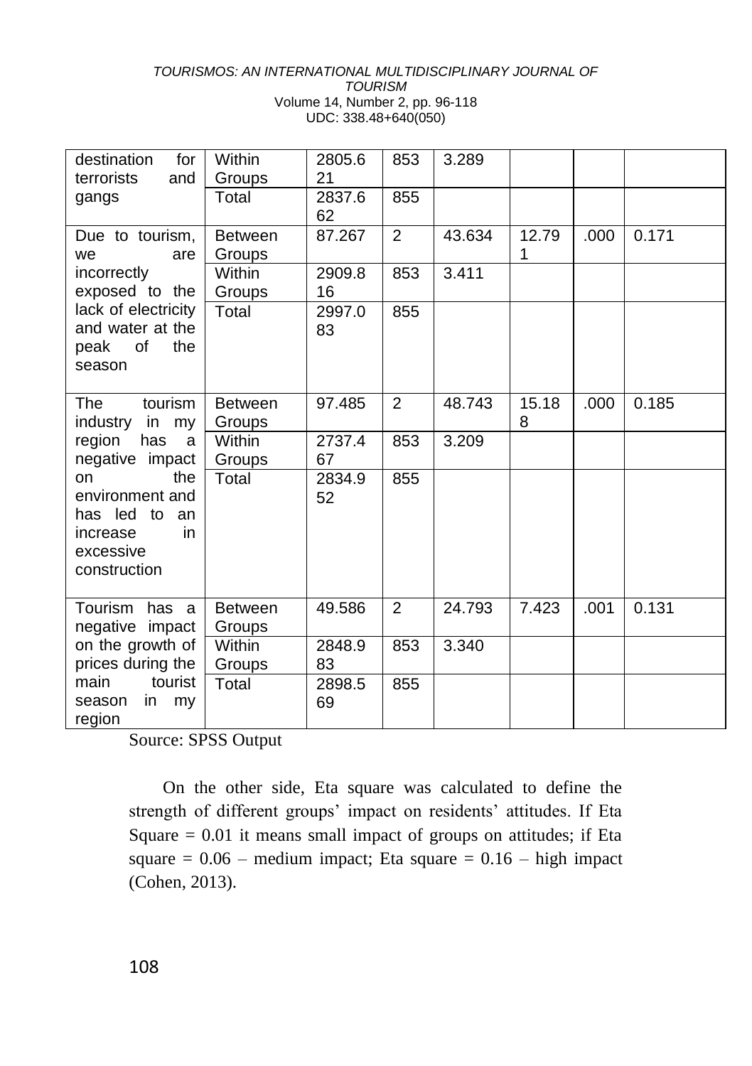| | | | | | | | |
|---|---|---|---|---|---|---|---|
| destination for terrorists and gangs | Within Groups | 2805.621 | 853 | 3.289 | | | |
| | Total | 2837.662 | 855 | | | | |
| Due to tourism, we are incorrectly exposed to the lack of electricity and water at the peak of the season | Between Groups | 87.267 | 2 | 43.634 | 12.791 | .000 | 0.171 |
| | Within Groups | 2909.816 | 853 | 3.411 | | | |
| | Total | 2997.083 | 855 | | | | |
| The tourism industry in my region has a negative impact on the environment and has led to an increase in excessive construction | Between Groups | 97.485 | 2 | 48.743 | 15.188 | .000 | 0.185 |
| | Within Groups | 2737.467 | 853 | 3.209 | | | |
| | Total | 2834.952 | 855 | | | | |
| Tourism has a negative impact on the growth of prices during the main tourist season in my region | Between Groups | 49.586 | 2 | 24.793 | 7.423 | .001 | 0.131 |
| | Within Groups | 2848.983 | 853 | 3.340 | | | |
| | Total | 2898.569 | 855 | | | | |

Source: SPSS Output

On the other side, Eta square was calculated to define the strength of different groups' impact on residents' attitudes. If Eta Square = 0.01 it means small impact of groups on attitudes; if Eta square = 0.06 – medium impact; Eta square = 0.16 – high impact (Cohen, 2013).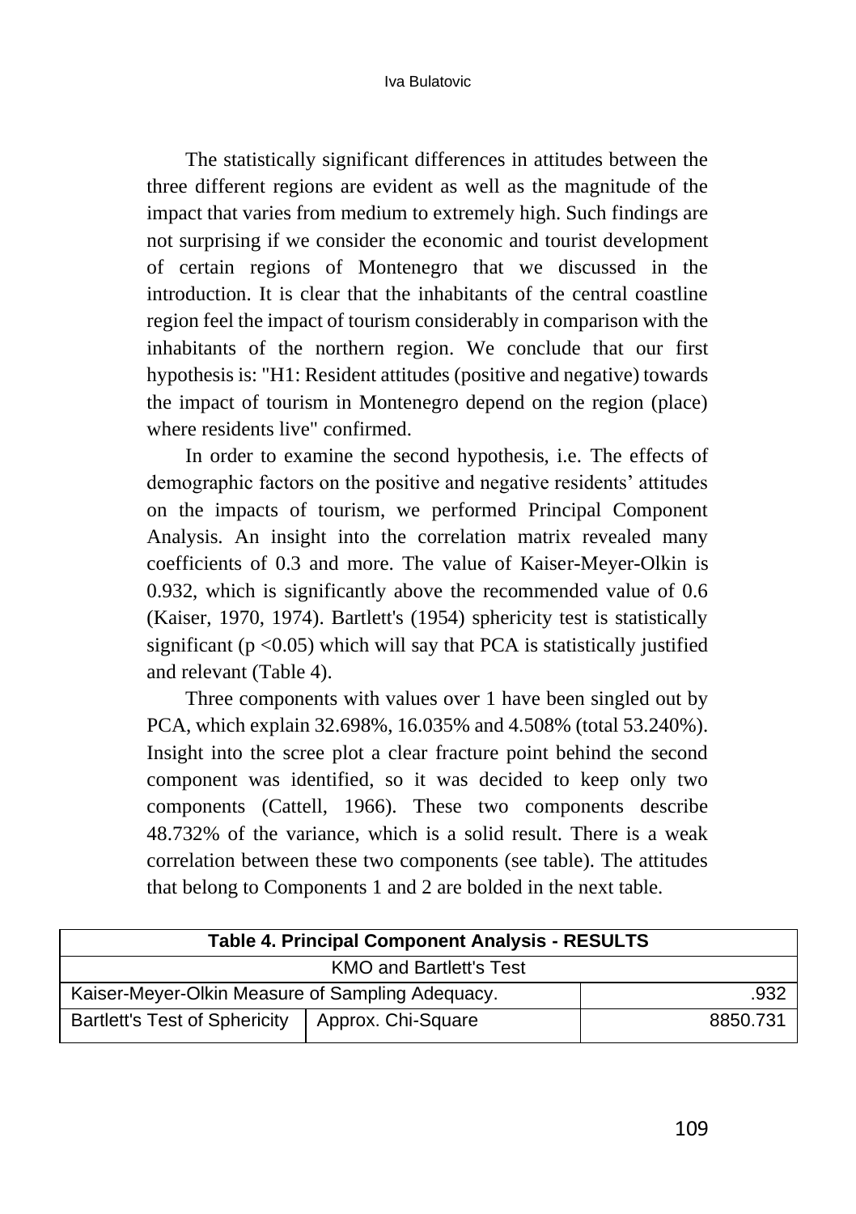The statistically significant differences in attitudes between the three different regions are evident as well as the magnitude of the impact that varies from medium to extremely high. Such findings are not surprising if we consider the economic and tourist development of certain regions of Montenegro that we discussed in the introduction. It is clear that the inhabitants of the central coastline region feel the impact of tourism considerably in comparison with the inhabitants of the northern region. We conclude that our first hypothesis is: "H1: Resident attitudes (positive and negative) towards the impact of tourism in Montenegro depend on the region (place) where residents live" confirmed.

In order to examine the second hypothesis, i.e. The effects of demographic factors on the positive and negative residents' attitudes on the impacts of tourism, we performed Principal Component Analysis. An insight into the correlation matrix revealed many coefficients of 0.3 and more. The value of Kaiser-Meyer-Olkin is 0.932, which is significantly above the recommended value of 0.6 (Kaiser, 1970, 1974). Bartlett's (1954) sphericity test is statistically significant ($p < 0.05$) which will say that PCA is statistically justified and relevant (Table 4).

Three components with values over 1 have been singled out by PCA, which explain 32.698%, 16.035% and 4.508% (total 53.240%). Insight into the scree plot a clear fracture point behind the second component was identified, so it was decided to keep only two components (Cattell, 1966). These two components describe 48.732% of the variance, which is a solid result. There is a weak correlation between these two components (see table). The attitudes that belong to Components 1 and 2 are bolded in the next table.

| Table 4. Principal Component Analysis - RESULTS | | |
|---|---|---|
| KMO and Bartlett's Test | | |
| Kaiser-Meyer-Olkin Measure of Sampling Adequacy. | | .932 |
| Bartlett's Test of Sphericity | Approx. Chi-Square | 8850.731 |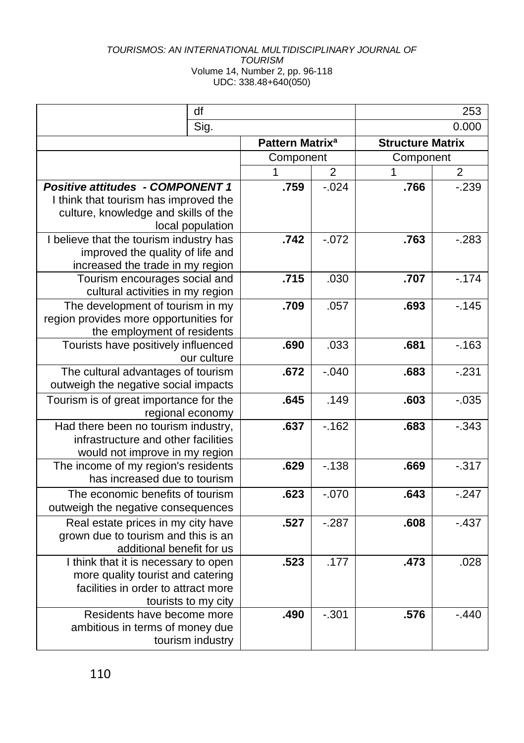| | df | | | 253 |
|---|---|---|---|---|
| | Sig. | | | 0.000 |
| | **Pattern Matrix**[a] | | **Structure Matrix** | |
| | Component | | Component | |
| | 1 | 2 | 1 | 2 |
| ***Positive attitudes - COMPONENT 1*** I think that tourism has improved the culture, knowledge and skills of the local population | **.759** | -.024 | **.766** | -.239 |
| I believe that the tourism industry has improved the quality of life and increased the trade in my region | **.742** | -.072 | **.763** | -.283 |
| Tourism encourages social and cultural activities in my region | **.715** | .030 | **.707** | -.174 |
| The development of tourism in my region provides more opportunities for the employment of residents | **.709** | .057 | **.693** | -.145 |
| Tourists have positively influenced our culture | **.690** | .033 | **.681** | -.163 |
| The cultural advantages of tourism outweigh the negative social impacts | **.672** | -.040 | **.683** | -.231 |
| Tourism is of great importance for the regional economy | **.645** | .149 | **.603** | -.035 |
| Had there been no tourism industry, infrastructure and other facilities would not improve in my region | **.637** | -.162 | **.683** | -.343 |
| The income of my region's residents has increased due to tourism | **.629** | -.138 | **.669** | -.317 |
| The economic benefits of tourism outweigh the negative consequences | **.623** | -.070 | **.643** | -.247 |
| Real estate prices in my city have grown due to tourism and this is an additional benefit for us | **.527** | -.287 | **.608** | -.437 |
| I think that it is necessary to open more quality tourist and catering facilities in order to attract more tourists to my city | **.523** | .177 | **.473** | .028 |
| Residents have become more ambitious in terms of money due tourism industry | **.490** | -.301 | **.576** | -.440 |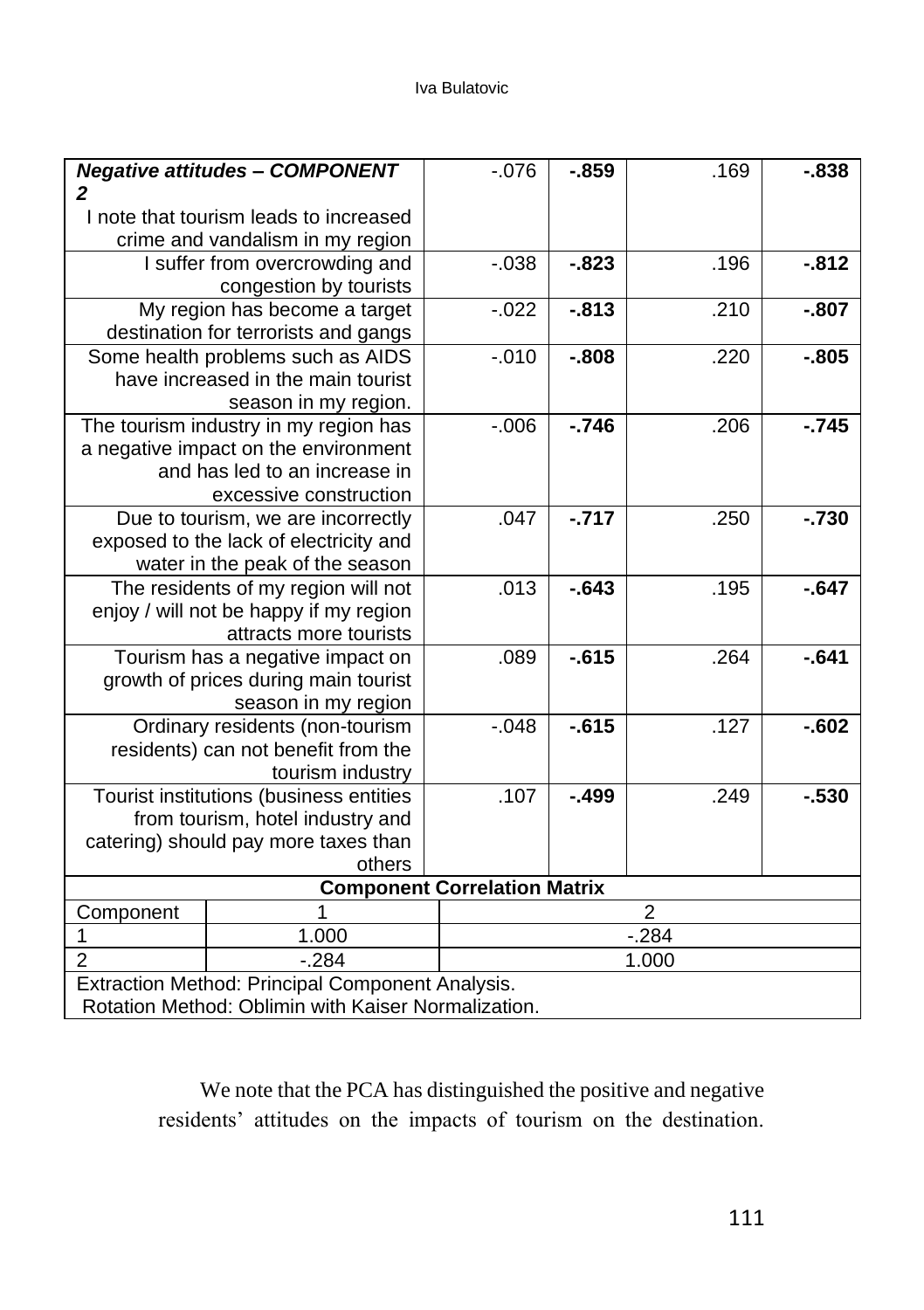| | | | | |
|---|---|---|---|---|
| ***Negative attitudes – COMPONENT 2*** I note that tourism leads to increased crime and vandalism in my region | -.076 | **-.859** | .169 | **-.838** |
| I suffer from overcrowding and congestion by tourists | -.038 | **-.823** | .196 | **-.812** |
| My region has become a target destination for terrorists and gangs | -.022 | **-.813** | .210 | **-.807** |
| Some health problems such as AIDS have increased in the main tourist season in my region. | -.010 | **-.808** | .220 | **-.805** |
| The tourism industry in my region has a negative impact on the environment and has led to an increase in excessive construction | -.006 | **-.746** | .206 | **-.745** |
| Due to tourism, we are incorrectly exposed to the lack of electricity and water in the peak of the season | .047 | **-.717** | .250 | **-.730** |
| The residents of my region will not enjoy / will not be happy if my region attracts more tourists | .013 | **-.643** | .195 | **-.647** |
| Tourism has a negative impact on growth of prices during main tourist season in my region | .089 | **-.615** | .264 | **-.641** |
| Ordinary residents (non-tourism residents) can not benefit from the tourism industry | -.048 | **-.615** | .127 | **-.602** |
| Tourist institutions (business entities from tourism, hotel industry and catering) should pay more taxes than others | .107 | **-.499** | .249 | **-.530** |

**Component Correlation Matrix**

| Component | 1 | 2 |
|---|---|---|
| 1 | 1.000 | -.284 |
| 2 | -.284 | 1.000 |

Extraction Method: Principal Component Analysis.
Rotation Method: Oblimin with Kaiser Normalization.

We note that the PCA has distinguished the positive and negative residents' attitudes on the impacts of tourism on the destination.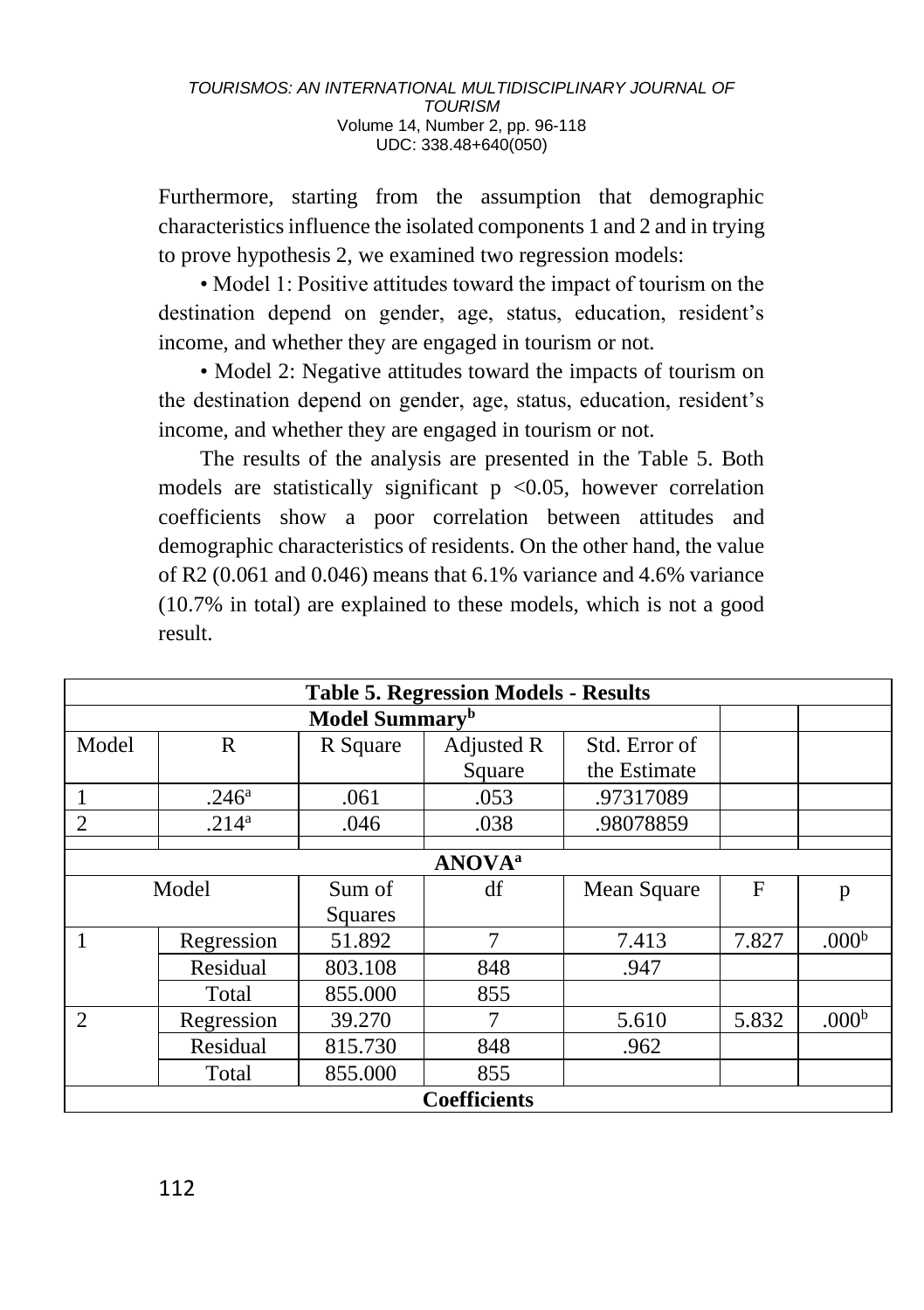Furthermore, starting from the assumption that demographic characteristics influence the isolated components 1 and 2 and in trying to prove hypothesis 2, we examined two regression models:

• Model 1: Positive attitudes toward the impact of tourism on the destination depend on gender, age, status, education, resident's income, and whether they are engaged in tourism or not.

• Model 2: Negative attitudes toward the impacts of tourism on the destination depend on gender, age, status, education, resident's income, and whether they are engaged in tourism or not.

The results of the analysis are presented in the Table 5. Both models are statistically significant $p < 0.05$, however correlation coefficients show a poor correlation between attitudes and demographic characteristics of residents. On the other hand, the value of R2 (0.061 and 0.046) means that 6.1% variance and 4.6% variance (10.7% in total) are explained to these models, which is not a good result.

**Table 5. Regression Models - Results**

| **Model Summary[b]** | | | | | | |
|---|---|---|---|---|---|---|
| Model | R | R Square | Adjusted R Square | Std. Error of the Estimate | | |
| 1 | .246[a] | .061 | .053 | .97317089 | | |
| 2 | .214[a] | .046 | .038 | .98078859 | | |
| | | | | | | |
| **ANOVA[a]** | | | | | | |
| Model | | Sum of Squares | df | Mean Square | F | p |
| 1 | Regression | 51.892 | 7 | 7.413 | 7.827 | .000[b] |
| | Residual | 803.108 | 848 | .947 | | |
| | Total | 855.000 | 855 | | | |
| 2 | Regression | 39.270 | 7 | 5.610 | 5.832 | .000[b] |
| | Residual | 815.730 | 848 | .962 | | |
| | Total | 855.000 | 855 | | | |
| **Coefficients** | | | | | | |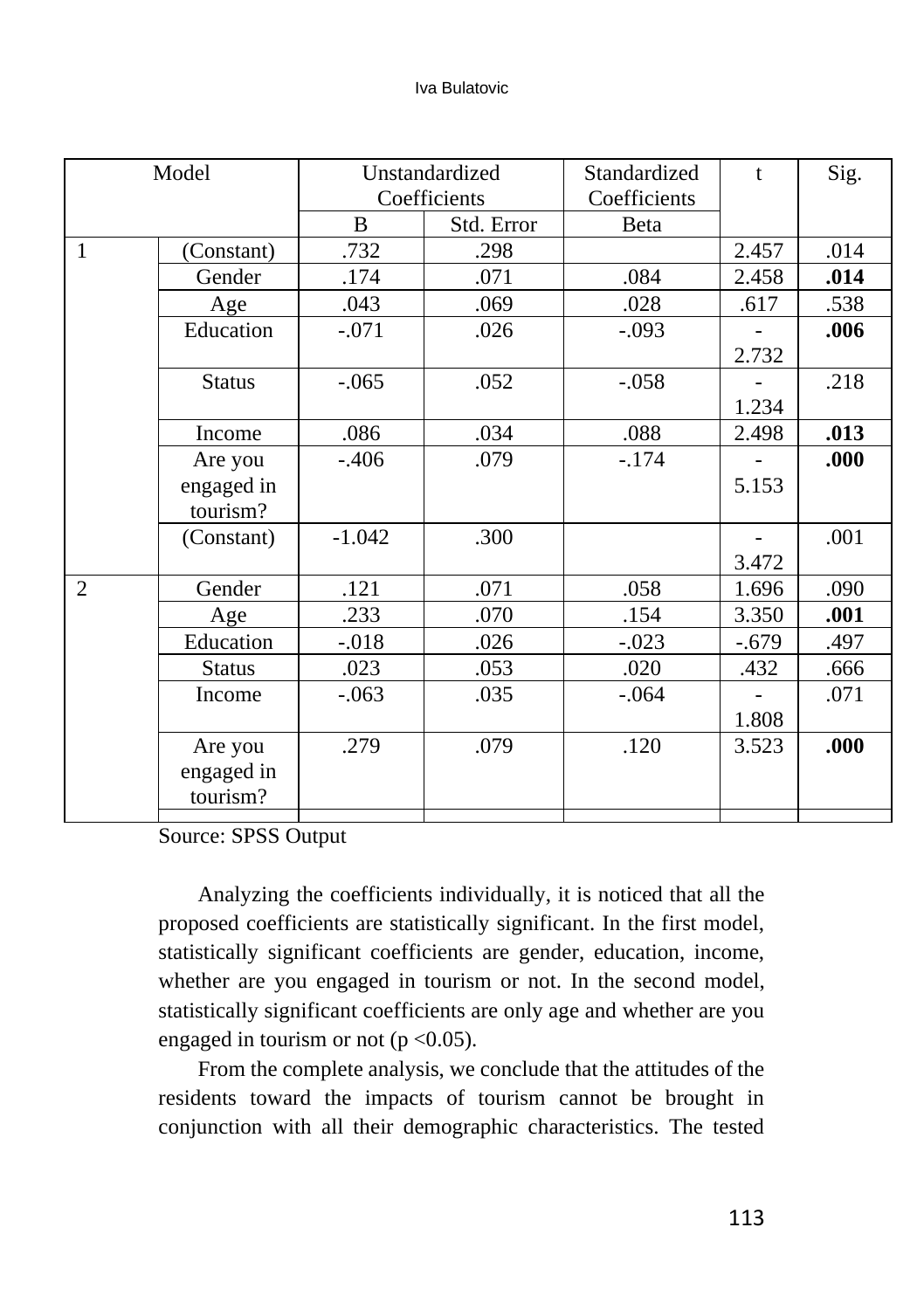| Model | | Unstandardized Coefficients | | Standardized Coefficients | t | Sig. |
|---|---|---|---|---|---|---|
| | | B | Std. Error | Beta | | |
| 1 | (Constant) | .732 | .298 | | 2.457 | .014 |
| | Gender | .174 | .071 | .084 | 2.458 | **.014** |
| | Age | .043 | .069 | .028 | .617 | .538 |
| | Education | -.071 | .026 | -.093 | -2.732 | **.006** |
| | Status | -.065 | .052 | -.058 | -1.234 | .218 |
| | Income | .086 | .034 | .088 | 2.498 | **.013** |
| | Are you engaged in tourism? | -.406 | .079 | -.174 | -5.153 | **.000** |
| | (Constant) | -1.042 | .300 | | -3.472 | .001 |
| 2 | Gender | .121 | .071 | .058 | 1.696 | .090 |
| | Age | .233 | .070 | .154 | 3.350 | **.001** |
| | Education | -.018 | .026 | -.023 | -.679 | .497 |
| | Status | .023 | .053 | .020 | .432 | .666 |
| | Income | -.063 | .035 | -.064 | -1.808 | .071 |
| | Are you engaged in tourism? | .279 | .079 | .120 | 3.523 | **.000** |

Source: SPSS Output

Analyzing the coefficients individually, it is noticed that all the proposed coefficients are statistically significant. In the first model, statistically significant coefficients are gender, education, income, whether are you engaged in tourism or not. In the second model, statistically significant coefficients are only age and whether are you engaged in tourism or not ($p < 0.05$).

From the complete analysis, we conclude that the attitudes of the residents toward the impacts of tourism cannot be brought in conjunction with all their demographic characteristics. The tested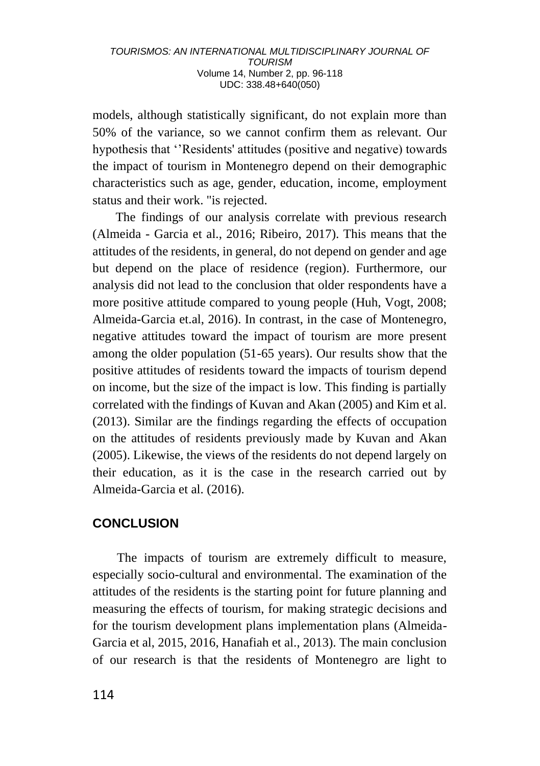models, although statistically significant, do not explain more than 50% of the variance, so we cannot confirm them as relevant. Our hypothesis that ''Residents' attitudes (positive and negative) towards the impact of tourism in Montenegro depend on their demographic characteristics such as age, gender, education, income, employment status and their work. "is rejected.

The findings of our analysis correlate with previous research (Almeida - Garcia et al., 2016; Ribeiro, 2017). This means that the attitudes of the residents, in general, do not depend on gender and age but depend on the place of residence (region). Furthermore, our analysis did not lead to the conclusion that older respondents have a more positive attitude compared to young people (Huh, Vogt, 2008; Almeida-Garcia et.al, 2016). In contrast, in the case of Montenegro, negative attitudes toward the impact of tourism are more present among the older population (51-65 years). Our results show that the positive attitudes of residents toward the impacts of tourism depend on income, but the size of the impact is low. This finding is partially correlated with the findings of Kuvan and Akan (2005) and Kim et al. (2013). Similar are the findings regarding the effects of occupation on the attitudes of residents previously made by Kuvan and Akan (2005). Likewise, the views of the residents do not depend largely on their education, as it is the case in the research carried out by Almeida-Garcia et al. (2016).

## CONCLUSION

The impacts of tourism are extremely difficult to measure, especially socio-cultural and environmental. The examination of the attitudes of the residents is the starting point for future planning and measuring the effects of tourism, for making strategic decisions and for the tourism development plans implementation plans (Almeida-Garcia et al, 2015, 2016, Hanafiah et al., 2013). The main conclusion of our research is that the residents of Montenegro are light to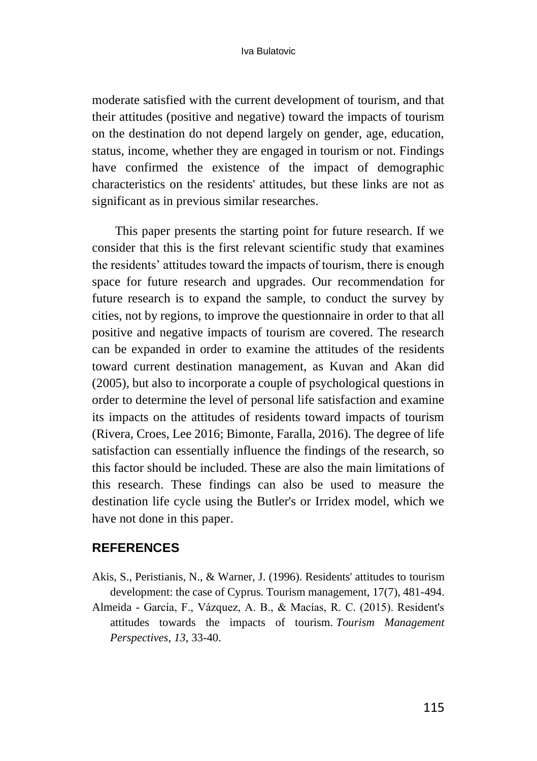moderate satisfied with the current development of tourism, and that their attitudes (positive and negative) toward the impacts of tourism on the destination do not depend largely on gender, age, education, status, income, whether they are engaged in tourism or not. Findings have confirmed the existence of the impact of demographic characteristics on the residents' attitudes, but these links are not as significant as in previous similar researches.

This paper presents the starting point for future research. If we consider that this is the first relevant scientific study that examines the residents' attitudes toward the impacts of tourism, there is enough space for future research and upgrades. Our recommendation for future research is to expand the sample, to conduct the survey by cities, not by regions, to improve the questionnaire in order to that all positive and negative impacts of tourism are covered. The research can be expanded in order to examine the attitudes of the residents toward current destination management, as Kuvan and Akan did (2005), but also to incorporate a couple of psychological questions in order to determine the level of personal life satisfaction and examine its impacts on the attitudes of residents toward impacts of tourism (Rivera, Croes, Lee 2016; Bimonte, Faralla, 2016). The degree of life satisfaction can essentially influence the findings of the research, so this factor should be included. These are also the main limitations of this research. These findings can also be used to measure the destination life cycle using the Butler's or Irridex model, which we have not done in this paper.

## REFERENCES

Akis, S., Peristianis, N., & Warner, J. (1996). Residents' attitudes to tourism development: the case of Cyprus. Tourism management, 17(7), 481-494.

Almeida - García, F., Vázquez, A. B., & Macías, R. C. (2015). Resident's attitudes towards the impacts of tourism. *Tourism Management Perspectives*, *13*, 33-40.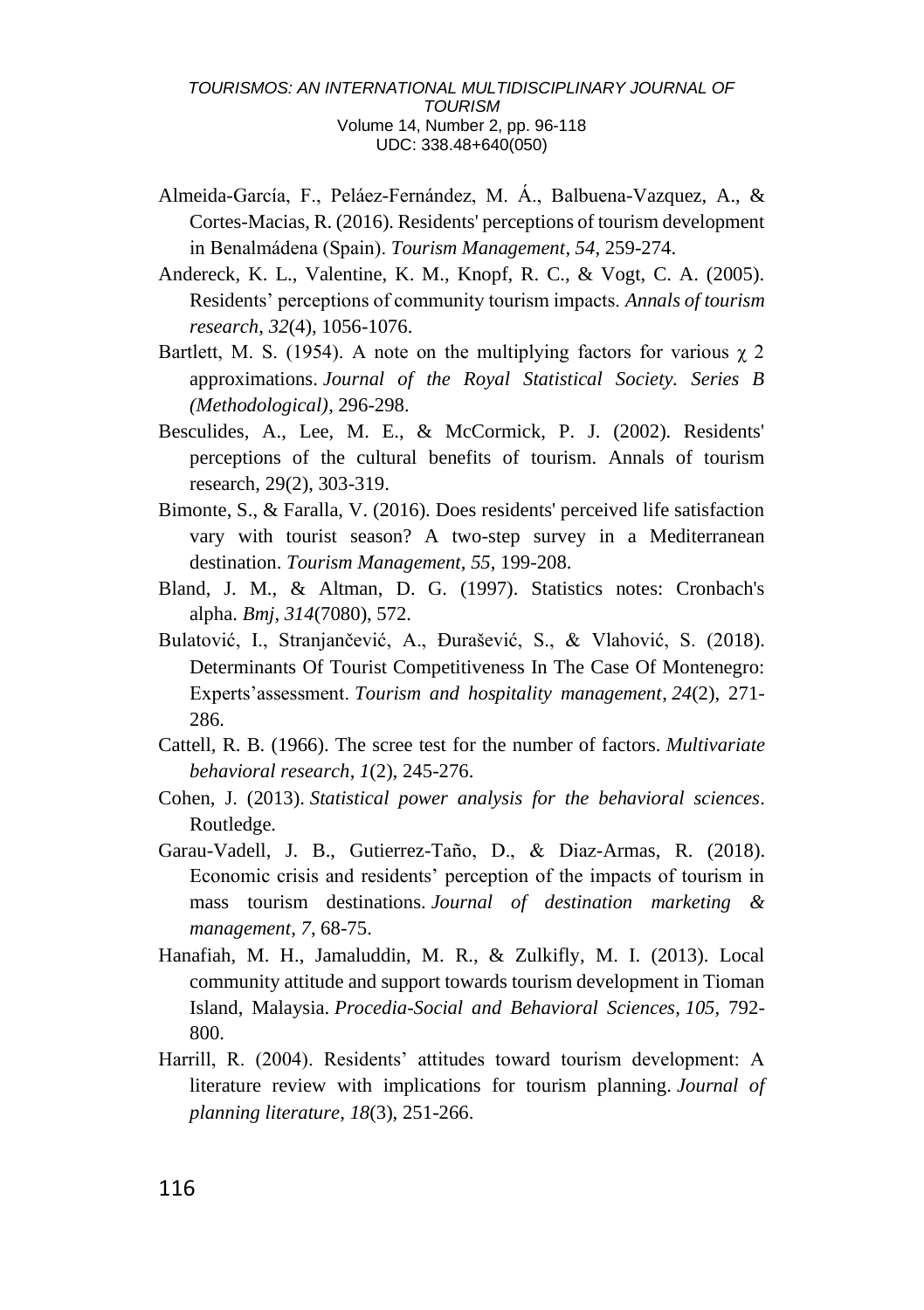Almeida-García, F., Peláez-Fernández, M. Á., Balbuena-Vazquez, A., & Cortes-Macias, R. (2016). Residents' perceptions of tourism development in Benalmádena (Spain). *Tourism Management*, *54*, 259-274.

Andereck, K. L., Valentine, K. M., Knopf, R. C., & Vogt, C. A. (2005). Residents' perceptions of community tourism impacts. *Annals of tourism research*, *32*(4), 1056-1076.

Bartlett, M. S. (1954). A note on the multiplying factors for various $\chi$ 2 approximations. *Journal of the Royal Statistical Society. Series B (Methodological)*, 296-298.

Besculides, A., Lee, M. E., & McCormick, P. J. (2002). Residents' perceptions of the cultural benefits of tourism. Annals of tourism research, 29(2), 303-319.

Bimonte, S., & Faralla, V. (2016). Does residents' perceived life satisfaction vary with tourist season? A two-step survey in a Mediterranean destination. *Tourism Management*, *55*, 199-208.

Bland, J. M., & Altman, D. G. (1997). Statistics notes: Cronbach's alpha. *Bmj*, *314*(7080), 572.

Bulatović, I., Stranjančević, A., Đurašević, S., & Vlahović, S. (2018). Determinants Of Tourist Competitiveness In The Case Of Montenegro: Experts'assessment. *Tourism and hospitality management*, *24*(2), 271-286.

Cattell, R. B. (1966). The scree test for the number of factors. *Multivariate behavioral research*, *1*(2), 245-276.

Cohen, J. (2013). *Statistical power analysis for the behavioral sciences*. Routledge.

Garau-Vadell, J. B., Gutierrez-Taño, D., & Diaz-Armas, R. (2018). Economic crisis and residents' perception of the impacts of tourism in mass tourism destinations. *Journal of destination marketing & management*, *7*, 68-75.

Hanafiah, M. H., Jamaluddin, M. R., & Zulkifly, M. I. (2013). Local community attitude and support towards tourism development in Tioman Island, Malaysia. *Procedia-Social and Behavioral Sciences*, *105*, 792-800.

Harrill, R. (2004). Residents' attitudes toward tourism development: A literature review with implications for tourism planning. *Journal of planning literature*, *18*(3), 251-266.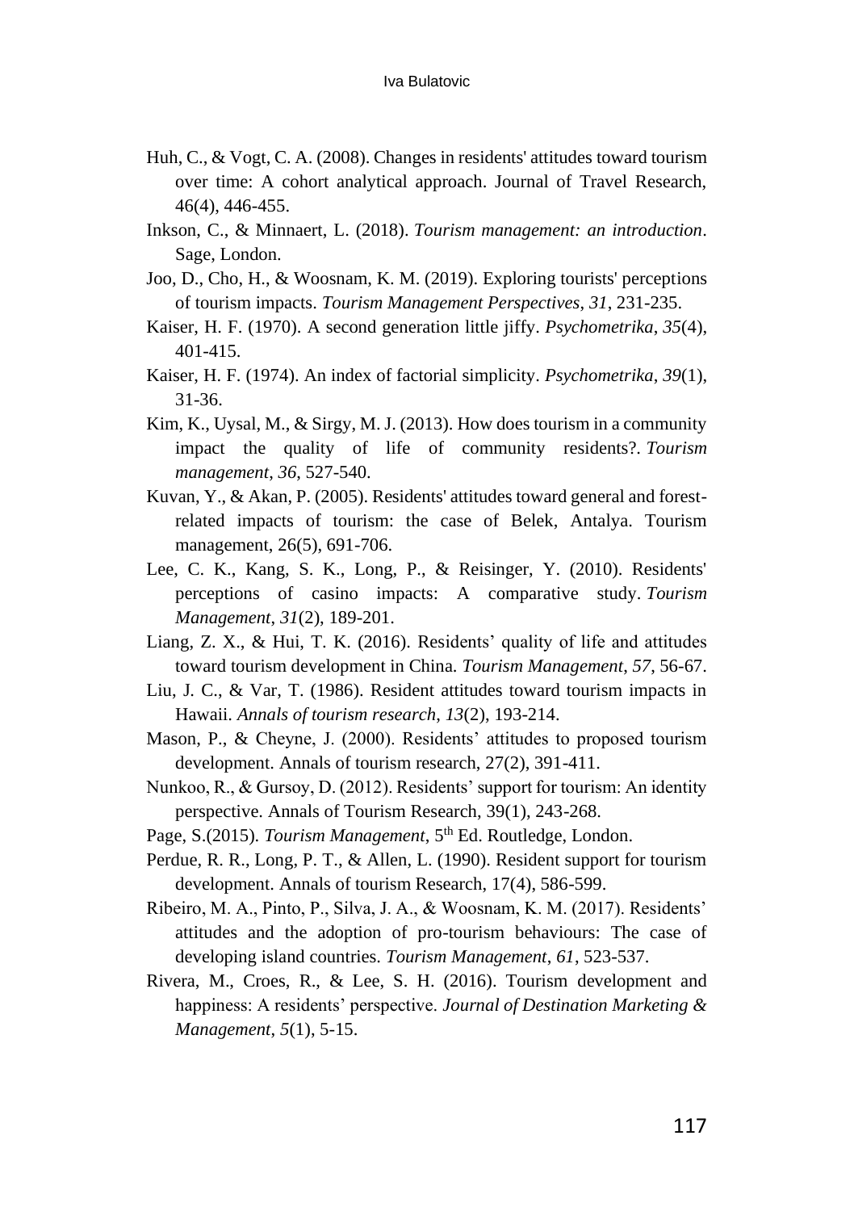Huh, C., & Vogt, C. A. (2008). Changes in residents' attitudes toward tourism over time: A cohort analytical approach. Journal of Travel Research, 46(4), 446-455.

Inkson, C., & Minnaert, L. (2018). *Tourism management: an introduction*. Sage, London.

Joo, D., Cho, H., & Woosnam, K. M. (2019). Exploring tourists' perceptions of tourism impacts. *Tourism Management Perspectives*, *31*, 231-235.

Kaiser, H. F. (1970). A second generation little jiffy. *Psychometrika*, *35*(4), 401-415.

Kaiser, H. F. (1974). An index of factorial simplicity. *Psychometrika*, *39*(1), 31-36.

Kim, K., Uysal, M., & Sirgy, M. J. (2013). How does tourism in a community impact the quality of life of community residents?. *Tourism management*, *36*, 527-540.

Kuvan, Y., & Akan, P. (2005). Residents' attitudes toward general and forest-related impacts of tourism: the case of Belek, Antalya. Tourism management, 26(5), 691-706.

Lee, C. K., Kang, S. K., Long, P., & Reisinger, Y. (2010). Residents' perceptions of casino impacts: A comparative study. *Tourism Management*, *31*(2), 189-201.

Liang, Z. X., & Hui, T. K. (2016). Residents' quality of life and attitudes toward tourism development in China. *Tourism Management*, *57*, 56-67.

Liu, J. C., & Var, T. (1986). Resident attitudes toward tourism impacts in Hawaii. *Annals of tourism research*, *13*(2), 193-214.

Mason, P., & Cheyne, J. (2000). Residents' attitudes to proposed tourism development. Annals of tourism research, 27(2), 391-411.

Nunkoo, R., & Gursoy, D. (2012). Residents' support for tourism: An identity perspective. Annals of Tourism Research, 39(1), 243-268.

Page, S.(2015). *Tourism Management*, 5th Ed. Routledge, London.

Perdue, R. R., Long, P. T., & Allen, L. (1990). Resident support for tourism development. Annals of tourism Research, 17(4), 586-599.

Ribeiro, M. A., Pinto, P., Silva, J. A., & Woosnam, K. M. (2017). Residents' attitudes and the adoption of pro-tourism behaviours: The case of developing island countries. *Tourism Management*, *61*, 523-537.

Rivera, M., Croes, R., & Lee, S. H. (2016). Tourism development and happiness: A residents' perspective. *Journal of Destination Marketing & Management*, *5*(1), 5-15.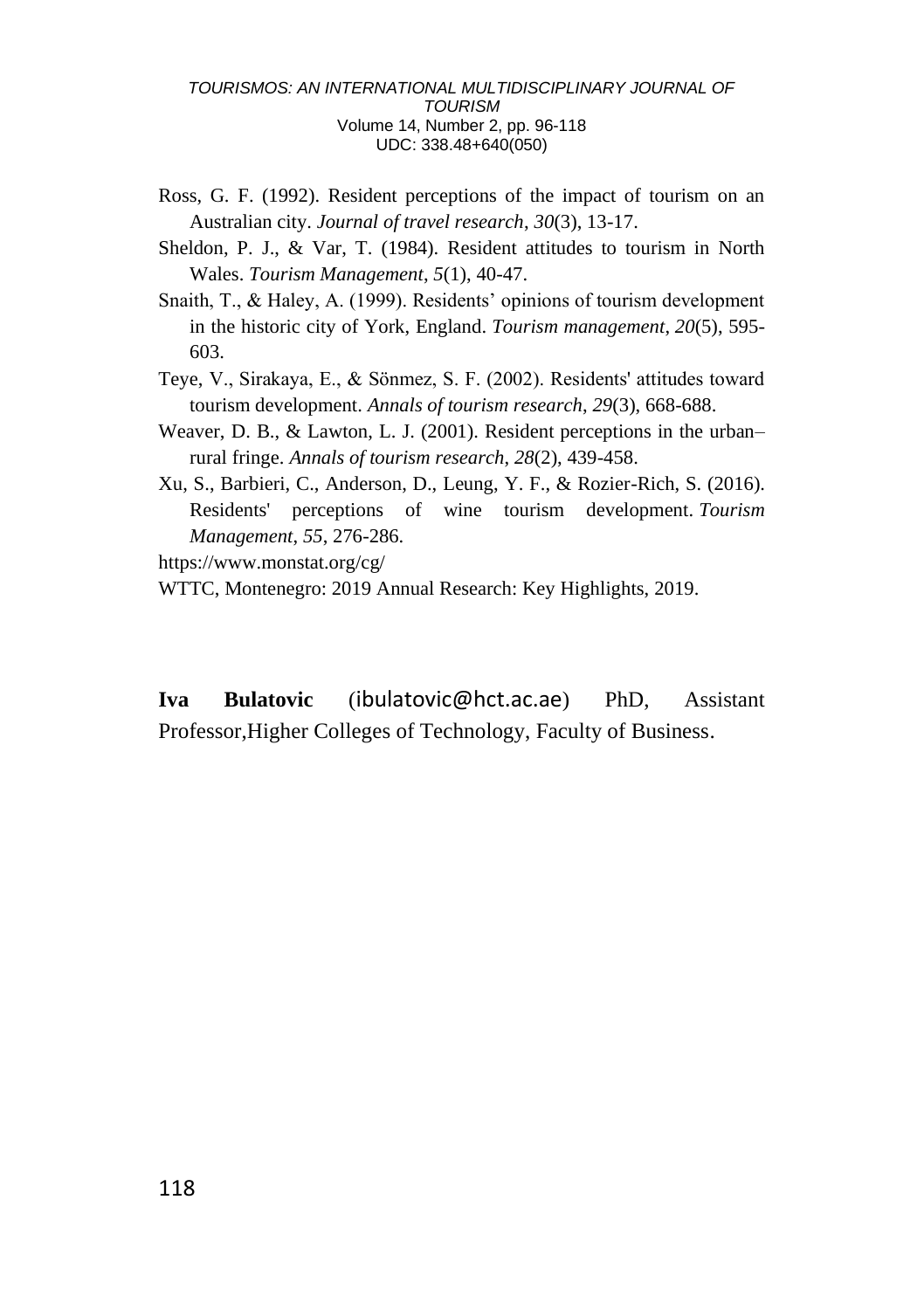Ross, G. F. (1992). Resident perceptions of the impact of tourism on an Australian city. *Journal of travel research*, *30*(3), 13-17.

Sheldon, P. J., & Var, T. (1984). Resident attitudes to tourism in North Wales. *Tourism Management*, *5*(1), 40-47.

Snaith, T., & Haley, A. (1999). Residents' opinions of tourism development in the historic city of York, England. *Tourism management*, *20*(5), 595-603.

Teye, V., Sirakaya, E., & Sönmez, S. F. (2002). Residents' attitudes toward tourism development. *Annals of tourism research*, *29*(3), 668-688.

Weaver, D. B., & Lawton, L. J. (2001). Resident perceptions in the urban–rural fringe. *Annals of tourism research*, *28*(2), 439-458.

Xu, S., Barbieri, C., Anderson, D., Leung, Y. F., & Rozier-Rich, S. (2016). Residents' perceptions of wine tourism development. *Tourism Management*, *55*, 276-286.

https://www.monstat.org/cg/

WTTC, Montenegro: 2019 Annual Research: Key Highlights, 2019.

**Iva Bulatovic** (ibulatovic@hct.ac.ae) PhD, Assistant Professor,Higher Colleges of Technology, Faculty of Business.